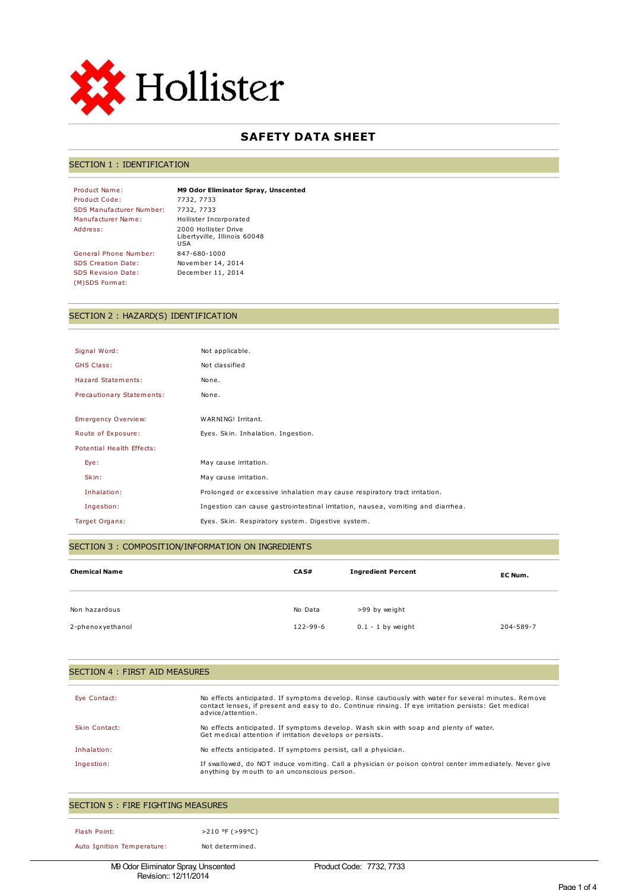Hollister

# SAFETY DATA SHEET

## SECTION 1 : IDENTIFICATION

| | |
|---|---|
| Product Name: | **M9 Odor Eliminator Spray, Unscented** |
| Product Code: | 7732, 7733 |
| SDS Manufacturer Number: | 7732, 7733 |
| Manufacturer Name: | Hollister Incorporated |
| Address: | 2000 Hollister Drive<br>Libertyville, Illinois 60048<br>USA |
| General Phone Number: | 847-680-1000 |
| SDS Creation Date: | November 14, 2014 |
| SDS Revision Date: | December 11, 2014 |
| (M)SDS Format: | |

## SECTION 2 : HAZARD(S) IDENTIFICATION

| | |
|---|---|
| Signal Word: | Not applicable. |
| GHS Class: | Not classified |
| Hazard Statements: | None. |
| Precautionary Statements: | None. |
| Emergency Overview: | WARNING! Irritant. |
| Route of Exposure: | Eyes. Skin. Inhalation. Ingestion. |
| Potential Health Effects: | |
| Eye: | May cause irritation. |
| Skin: | May cause irritation. |
| Inhalation: | Prolonged or excessive inhalation may cause respiratory tract irritation. |
| Ingestion: | Ingestion can cause gastrointestinal irritation, nausea, vomiting and diarrhea. |
| Target Organs: | Eyes. Skin. Respiratory system. Digestive system. |

## SECTION 3 : COMPOSITION/INFORMATION ON INGREDIENTS

| Chemical Name | CAS# | Ingredient Percent | EC Num. |
|---|---|---|---|
| Non hazardous | No Data | >99 by weight | |
| 2-phenoxyethanol | 122-99-6 | 0.1 - 1 by weight | 204-589-7 |

## SECTION 4 : FIRST AID MEASURES

| | |
|---|---|
| Eye Contact: | No effects anticipated. If symptoms develop. Rinse cautiously with water for several minutes. Remove contact lenses, if present and easy to do. Continue rinsing. If eye irritation persists: Get medical advice/attention. |
| Skin Contact: | No effects anticipated. If symptoms develop. Wash skin with soap and plenty of water. Get medical attention if irritation develops or persists. |
| Inhalation: | No effects anticipated. If symptoms persist, call a physician. |
| Ingestion: | If swallowed, do NOT induce vomiting. Call a physician or poison control center immediately. Never give anything by mouth to an unconscious person. |

## SECTION 5 : FIRE FIGHTING MEASURES

| | |
|---|---|
| Flash Point: | >210 °F (>99°C) |
| Auto Ignition Temperature: | Not determined. |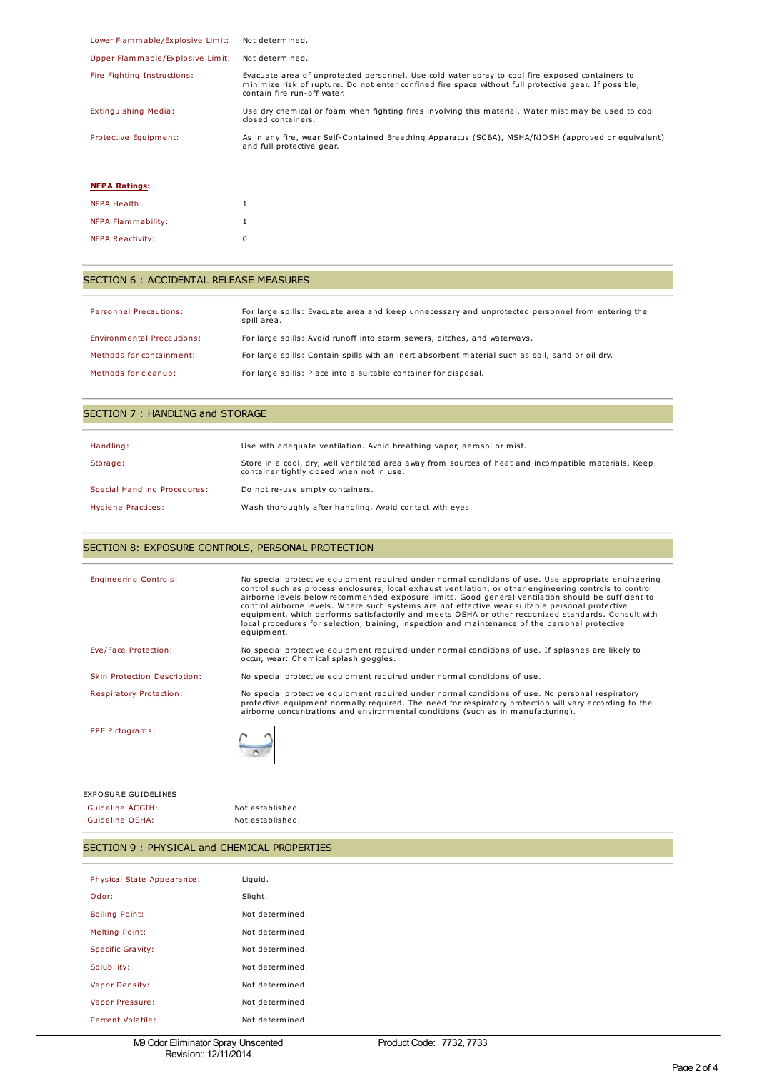| | |
|---|---|
| Lower Flammable/Explosive Limit: | Not determined. |
| Upper Flammable/Explosive Limit: | Not determined. |
| Fire Fighting Instructions: | Evacuate area of unprotected personnel. Use cold water spray to cool fire exposed containers to minimize risk of rupture. Do not enter confined fire space without full protective gear. If possible, contain fire run-off water. |
| Extinguishing Media: | Use dry chemical or foam when fighting fires involving this material. Water mist may be used to cool closed containers. |
| Protective Equipment: | As in any fire, wear Self-Contained Breathing Apparatus (SCBA), MSHA/NIOSH (approved or equivalent) and full protective gear. |

**NFPA Ratings:**

| | |
|---|---|
| NFPA Health: | 1 |
| NFPA Flammability: | 1 |
| NFPA Reactivity: | 0 |

## SECTION 6 : ACCIDENTAL RELEASE MEASURES

| | |
|---|---|
| Personnel Precautions: | For large spills: Evacuate area and keep unnecessary and unprotected personnel from entering the spill area. |
| Environmental Precautions: | For large spills: Avoid runoff into storm sewers, ditches, and waterways. |
| Methods for containment: | For large spills: Contain spills with an inert absorbent material such as soil, sand or oil dry. |
| Methods for cleanup: | For large spills: Place into a suitable container for disposal. |

## SECTION 7 : HANDLING and STORAGE

| | |
|---|---|
| Handling: | Use with adequate ventilation. Avoid breathing vapor, aerosol or mist. |
| Storage: | Store in a cool, dry, well ventilated area away from sources of heat and incompatible materials. Keep container tightly closed when not in use. |
| Special Handling Procedures: | Do not re-use empty containers. |
| Hygiene Practices: | Wash thoroughly after handling. Avoid contact with eyes. |

## SECTION 8: EXPOSURE CONTROLS, PERSONAL PROTECTION

| | |
|---|---|
| Engineering Controls: | No special protective equipment required under normal conditions of use. Use appropriate engineering control such as process enclosures, local exhaust ventilation, or other engineering controls to control airborne levels below recommended exposure limits. Good general ventilation should be sufficient to control airborne levels. Where such systems are not effective wear suitable personal protective equipment, which performs satisfactorily and meets OSHA or other recognized standards. Consult with local procedures for selection, training, inspection and maintenance of the personal protective equipment. |
| Eye/Face Protection: | No special protective equipment required under normal conditions of use. If splashes are likely to occur, wear: Chemical splash goggles. |
| Skin Protection Description: | No special protective equipment required under normal conditions of use. |
| Respiratory Protection: | No special protective equipment required under normal conditions of use. No personal respiratory protective equipment normally required. The need for respiratory protection will vary according to the airborne concentrations and environmental conditions (such as in manufacturing). |
| PPE Pictograms: | |

EXPOSURE GUIDELINES

| | |
|---|---|
| Guideline ACGIH: | Not established. |
| Guideline OSHA: | Not established. |

## SECTION 9 : PHYSICAL and CHEMICAL PROPERTIES

| | |
|---|---|
| Physical State Appearance: | Liquid. |
| Odor: | Slight. |
| Boiling Point: | Not determined. |
| Melting Point: | Not determined. |
| Specific Gravity: | Not determined. |
| Solubility: | Not determined. |
| Vapor Density: | Not determined. |
| Vapor Pressure: | Not determined. |
| Percent Volatile: | Not determined. |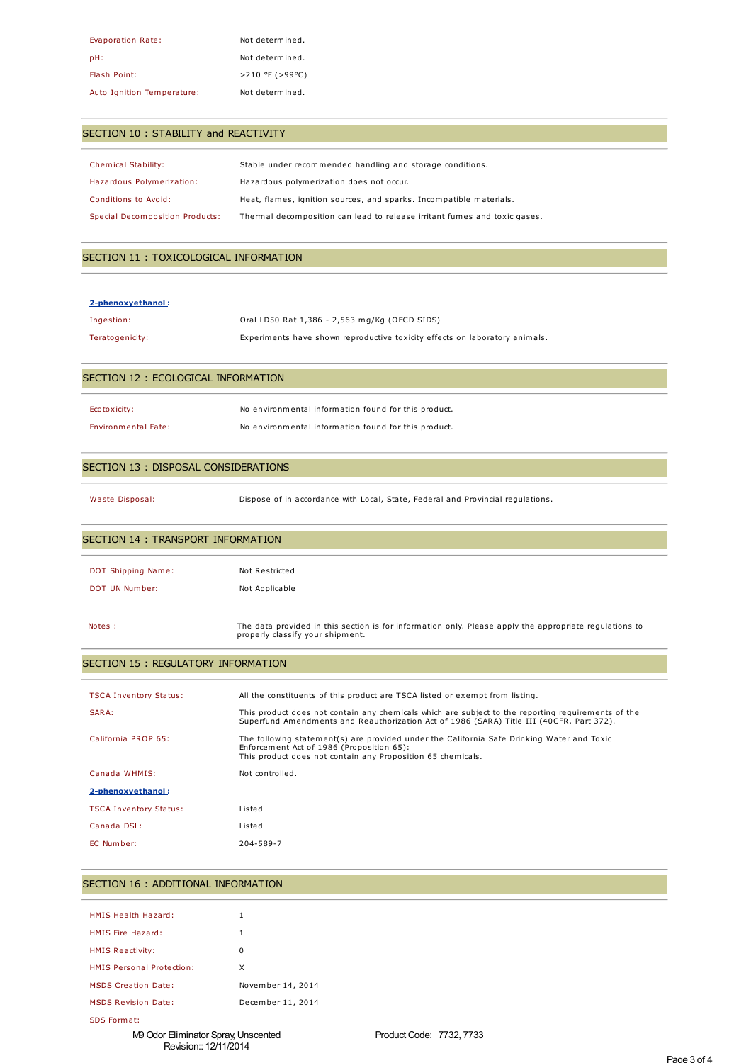| | |
|---|---|
| Evaporation Rate: | Not determined. |
| pH: | Not determined. |
| Flash Point: | >210 °F (>99°C) |
| Auto Ignition Temperature: | Not determined. |

## SECTION 10 : STABILITY and REACTIVITY

| | |
|---|---|
| Chemical Stability: | Stable under recommended handling and storage conditions. |
| Hazardous Polymerization: | Hazardous polymerization does not occur. |
| Conditions to Avoid: | Heat, flames, ignition sources, and sparks. Incompatible materials. |
| Special Decomposition Products: | Thermal decomposition can lead to release irritant fumes and toxic gases. |

## SECTION 11 : TOXICOLOGICAL INFORMATION

**2-phenoxyethanol :**

| | |
|---|---|
| Ingestion: | Oral LD50 Rat 1,386 - 2,563 mg/Kg (OECD SIDS) |
| Teratogenicity: | Experiments have shown reproductive toxicity effects on laboratory animals. |

## SECTION 12 : ECOLOGICAL INFORMATION

| | |
|---|---|
| Ecotoxicity: | No environmental information found for this product. |
| Environmental Fate: | No environmental information found for this product. |

## SECTION 13 : DISPOSAL CONSIDERATIONS

| | |
|---|---|
| Waste Disposal: | Dispose of in accordance with Local, State, Federal and Provincial regulations. |

## SECTION 14 : TRANSPORT INFORMATION

| | |
|---|---|
| DOT Shipping Name: | Not Restricted |
| DOT UN Number: | Not Applicable |
| Notes : | The data provided in this section is for information only. Please apply the appropriate regulations to properly classify your shipment. |

## SECTION 15 : REGULATORY INFORMATION

| | |
|---|---|
| TSCA Inventory Status: | All the constituents of this product are TSCA listed or exempt from listing. |
| SARA: | This product does not contain any chemicals which are subject to the reporting requirements of the Superfund Amendments and Reauthorization Act of 1986 (SARA) Title III (40CFR, Part 372). |
| California PROP 65: | The following statement(s) are provided under the California Safe Drinking Water and Toxic Enforcement Act of 1986 (Proposition 65): This product does not contain any Proposition 65 chemicals. |
| Canada WHMIS: | Not controlled. |

**2-phenoxyethanol :**

| | |
|---|---|
| TSCA Inventory Status: | Listed |
| Canada DSL: | Listed |
| EC Number: | 204-589-7 |

## SECTION 16 : ADDITIONAL INFORMATION

| | |
|---|---|
| HMIS Health Hazard: | 1 |
| HMIS Fire Hazard: | 1 |
| HMIS Reactivity: | 0 |
| HMIS Personal Protection: | X |
| MSDS Creation Date: | November 14, 2014 |
| MSDS Revision Date: | December 11, 2014 |
| SDS Format: | |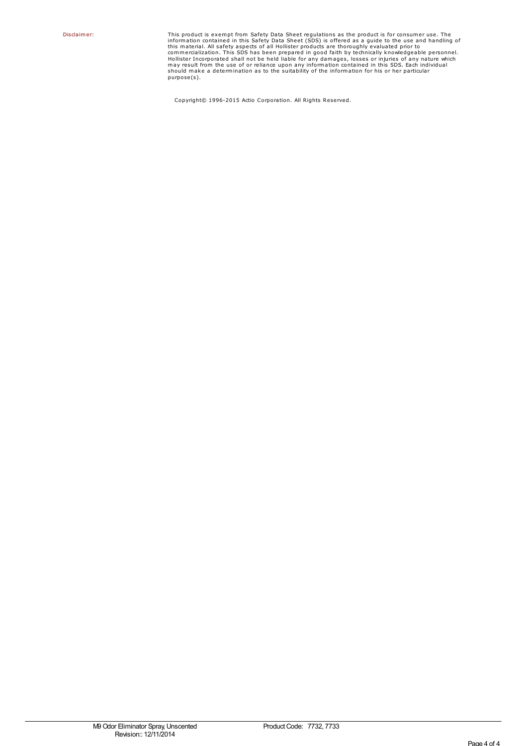**Disclaimer:**

This product is exempt from Safety Data Sheet regulations as the product is for consumer use. The information contained in this Safety Data Sheet (SDS) is offered as a guide to the use and handling of this material. All safety aspects of all Hollister products are thoroughly evaluated prior to commercialization. This SDS has been prepared in good faith by technically knowledgeable personnel. Hollister Incorporated shall not be held liable for any damages, losses or injuries of any nature which may result from the use of or reliance upon any information contained in this SDS. Each individual should make a determination as to the suitability of the information for his or her particular purpose(s).

Copyright© 1996-2015 Actio Corporation. All Rights Reserved.